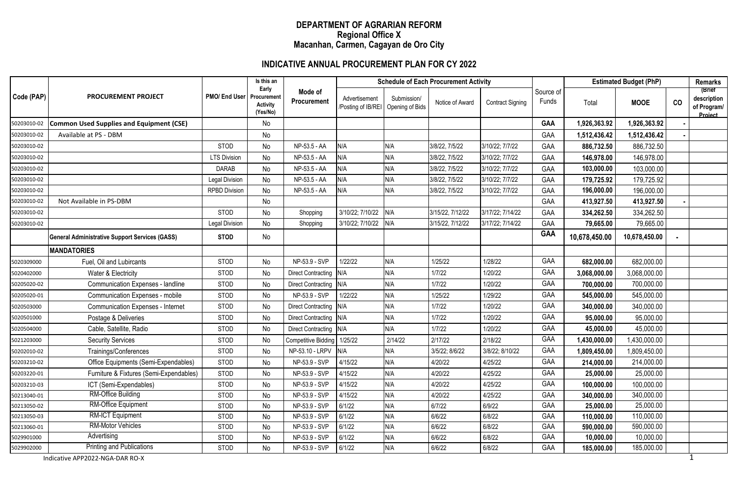# DEPARTMENT OF AGRARIAN REFORM
## Regional Office X
## Macanhan, Carmen, Cagayan de Oro City

## INDICATIVE ANNUAL PROCUREMENT PLAN FOR CY 2022

| Code (PAP) | PROCUREMENT PROJECT | PMO/ End User | Is this an Early Procurement Activity (Yes/No) | Mode of Procurement | Schedule of Each Procurement Activity | | | | Source of Funds | Estimated Budget (PhP) | | | Remarks |
|---|---|---|---|---|---|---|---|---|---|---|---|---|---|
| | | | | | Advertisement /Posting of IB/REI | Submission/ Opening of Bids | Notice of Award | Contract Signing | | Total | MOOE | CO | (Brief description of Program/ Project |
| 50203010-02 | **Common Used Supplies and Equipment (CSE)** | | No | | | | | | **GAA** | **1,926,363.92** | **1,926,363.92** | - | |
| 50203010-02 | Available at PS - DBM | | No | | | | | | GAA | **1,512,436.42** | **1,512,436.42** | - | |
| 50203010-02 | | STOD | No | NP-53.5 - AA | N/A | N/A | 3/8/22, 7/5/22 | 3/10/22; 7/7/22 | GAA | **886,732.50** | 886,732.50 | | |
| 50203010-02 | | LTS Division | No | NP-53.5 - AA | N/A | N/A | 3/8/22, 7/5/22 | 3/10/22; 7/7/22 | GAA | **146,978.00** | 146,978.00 | | |
| 50203010-02 | | DARAB | No | NP-53.5 - AA | N/A | N/A | 3/8/22, 7/5/22 | 3/10/22; 7/7/22 | GAA | **103,000.00** | 103,000.00 | | |
| 50203010-02 | | Legal Division | No | NP-53.5 - AA | N/A | N/A | 3/8/22, 7/5/22 | 3/10/22; 7/7/22 | GAA | **179,725.92** | 179,725.92 | | |
| 50203010-02 | | RPBD Division | No | NP-53.5 - AA | N/A | N/A | 3/8/22, 7/5/22 | 3/10/22; 7/7/22 | GAA | **196,000.00** | 196,000.00 | | |
| 50203010-02 | Not Available in PS-DBM | | No | | | | | | GAA | **413,927.50** | **413,927.50** | - | |
| 50203010-02 | | STOD | No | Shopping | 3/10/22; 7/10/22 | N/A | 3/15/22, 7/12/22 | 3/17/22; 7/14/22 | GAA | **334,262.50** | 334,262.50 | | |
| 50203010-02 | | Legal Division | No | Shopping | 3/10/22; 7/10/22 | N/A | 3/15/22, 7/12/22 | 3/17/22; 7/14/22 | GAA | **79,665.00** | 79,665.00 | | |
| | **General Administrative Support Services (GASS)** | **STOD** | No | | | | | | **GAA** | **10,678,450.00** | **10,678,450.00** | - | |
| | **MANDATORIES** | | | | | | | | | | | | |
| 5020309000 | Fuel, Oil and Lubircants | STOD | No | NP-53.9 - SVP | 1/22/22 | N/A | 1/25/22 | 1/28/22 | GAA | **682,000.00** | 682,000.00 | | |
| 5020402000 | Water & Electricity | STOD | No | Direct Contracting | N/A | N/A | 1/7/22 | 1/20/22 | GAA | **3,068,000.00** | 3,068,000.00 | | |
| 50205020-02 | Communication Expenses - landline | STOD | No | Direct Contracting | N/A | N/A | 1/7/22 | 1/20/22 | GAA | **700,000.00** | 700,000.00 | | |
| 50205020-01 | Communication Expenses - mobile | STOD | No | NP-53.9 - SVP | 1/22/22 | N/A | 1/25/22 | 1/29/22 | GAA | **545,000.00** | 545,000.00 | | |
| 5020503000 | Communication Expenses - Internet | STOD | No | Direct Contracting | N/A | N/A | 1/7/22 | 1/20/22 | GAA | **340,000.00** | 340,000.00 | | |
| 5020501000 | Postage & Deliveries | STOD | No | Direct Contracting | N/A | N/A | 1/7/22 | 1/20/22 | GAA | **95,000.00** | 95,000.00 | | |
| 5020504000 | Cable, Satellite, Radio | STOD | No | Direct Contracting | N/A | N/A | 1/7/22 | 1/20/22 | GAA | **45,000.00** | 45,000.00 | | |
| 5021203000 | Security Services | STOD | No | Competitive Bidding | 1/25/22 | 2/14/22 | 2/17/22 | 2/18/22 | GAA | **1,430,000.00** | 1,430,000.00 | | |
| 50202010-02 | Trainings/Conferences | STOD | No | NP-53.10 - LRPV | N/A | N/A | 3/5/22; 8/6/22 | 3/8/22; 8/10/22 | GAA | **1,809,450.00** | 1,809,450.00 | | |
| 50203210-02 | Office Equipments (Semi-Expendables) | STOD | No | NP-53.9 - SVP | 4/15/22 | N/A | 4/20/22 | 4/25/22 | GAA | **214,000.00** | 214,000.00 | | |
| 50203220-01 | Furniture & Fixtures (Semi-Expendables) | STOD | No | NP-53.9 - SVP | 4/15/22 | N/A | 4/20/22 | 4/25/22 | GAA | **25,000.00** | 25,000.00 | | |
| 50203210-03 | ICT (Semi-Expendables) | STOD | No | NP-53.9 - SVP | 4/15/22 | N/A | 4/20/22 | 4/25/22 | GAA | **100,000.00** | 100,000.00 | | |
| 50213040-01 | RM-Office Building | STOD | No | NP-53.9 - SVP | 4/15/22 | N/A | 4/20/22 | 4/25/22 | GAA | **340,000.00** | 340,000.00 | | |
| 50213050-02 | RM-Office Equipment | STOD | No | NP-53.9 - SVP | 6/1/22 | N/A | 6/7/22 | 6/9/22 | GAA | **25,000.00** | 25,000.00 | | |
| 50213050-03 | RM-ICT Equipment | STOD | No | NP-53.9 - SVP | 6/1/22 | N/A | 6/6/22 | 6/8/22 | GAA | **110,000.00** | 110,000.00 | | |
| 50213060-01 | RM-Motor Vehicles | STOD | No | NP-53.9 - SVP | 6/1/22 | N/A | 6/6/22 | 6/8/22 | GAA | **590,000.00** | 590,000.00 | | |
| 5029901000 | Advertising | STOD | No | NP-53.9 - SVP | 6/1/22 | N/A | 6/6/22 | 6/8/22 | GAA | **10,000.00** | 10,000.00 | | |
| 5029902000 | Printing and Publications | STOD | No | NP-53.9 - SVP | 6/1/22 | N/A | 6/6/22 | 6/8/22 | GAA | **185,000.00** | 185,000.00 | | |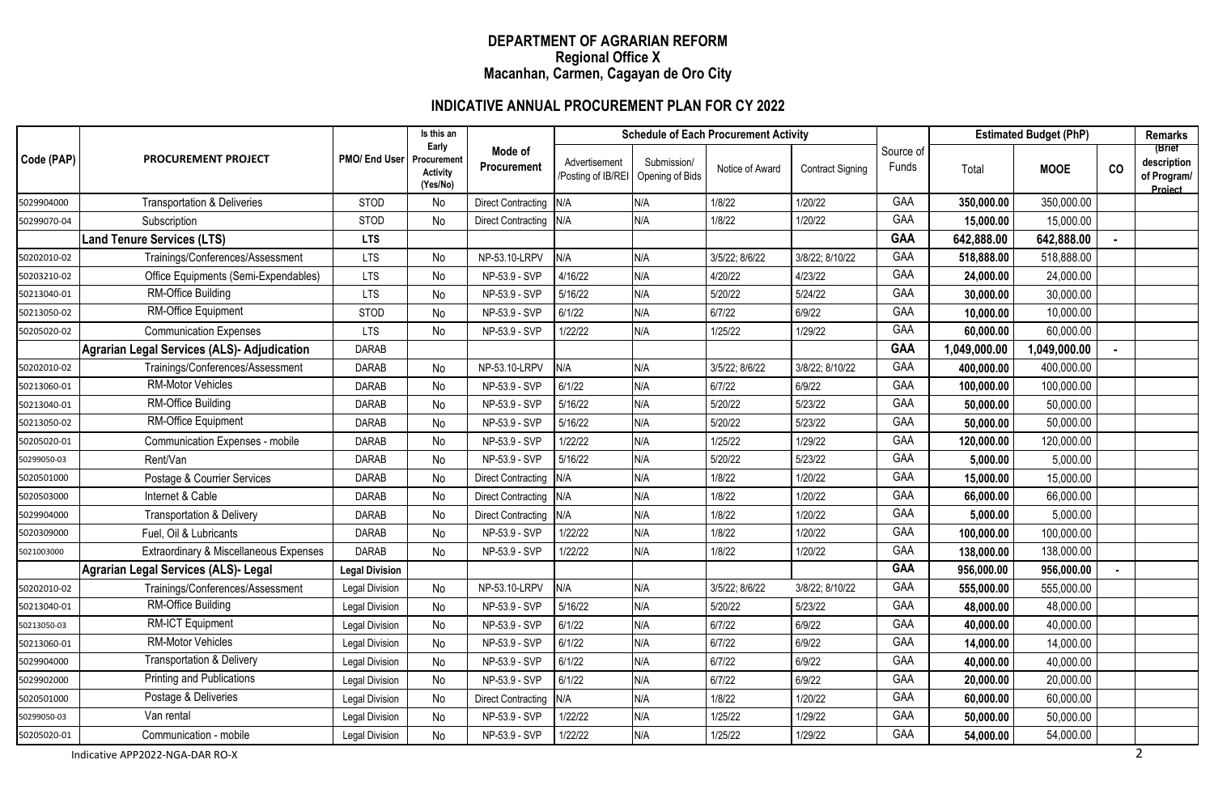# DEPARTMENT OF AGRARIAN REFORM
## Regional Office X
## Macanhan, Carmen, Cagayan de Oro City

## INDICATIVE ANNUAL PROCUREMENT PLAN FOR CY 2022

| Code (PAP) | PROCUREMENT PROJECT | PMO/ End User | Is this an Early Procurement Activity (Yes/No) | Mode of Procurement | Schedule of Each Procurement Activity | | | | Source of Funds | Estimated Budget (PhP) | | | Remarks |
|---|---|---|---|---|---|---|---|---|---|---|---|---|---|
| | | | | | Advertisement /Posting of IB/REI | Submission/ Opening of Bids | Notice of Award | Contract Signing | | Total | MOOE | CO | (Brief description of Program/ Project |
| 5029904000 | Transportation & Deliveries | STOD | No | Direct Contracting | N/A | N/A | 1/8/22 | 1/20/22 | GAA | **350,000.00** | 350,000.00 | | |
| 50299070-04 | Subscription | STOD | No | Direct Contracting | N/A | N/A | 1/8/22 | 1/20/22 | GAA | **15,000.00** | 15,000.00 | | |
| | **Land Tenure Services (LTS)** | **LTS** | | | | | | | **GAA** | **642,888.00** | **642,888.00** | **-** | |
| 50202010-02 | Trainings/Conferences/Assessment | LTS | No | NP-53.10-LRPV | N/A | N/A | 3/5/22; 8/6/22 | 3/8/22; 8/10/22 | GAA | **518,888.00** | 518,888.00 | | |
| 50203210-02 | Office Equipments (Semi-Expendables) | LTS | No | NP-53.9 - SVP | 4/16/22 | N/A | 4/20/22 | 4/23/22 | GAA | **24,000.00** | 24,000.00 | | |
| 50213040-01 | RM-Office Building | LTS | No | NP-53.9 - SVP | 5/16/22 | N/A | 5/20/22 | 5/24/22 | GAA | **30,000.00** | 30,000.00 | | |
| 50213050-02 | RM-Office Equipment | STOD | No | NP-53.9 - SVP | 6/1/22 | N/A | 6/7/22 | 6/9/22 | GAA | **10,000.00** | 10,000.00 | | |
| 50205020-02 | Communication Expenses | LTS | No | NP-53.9 - SVP | 1/22/22 | N/A | 1/25/22 | 1/29/22 | GAA | **60,000.00** | 60,000.00 | | |
| | **Agrarian Legal Services (ALS)- Adjudication** | DARAB | | | | | | | **GAA** | **1,049,000.00** | **1,049,000.00** | **-** | |
| 50202010-02 | Trainings/Conferences/Assessment | DARAB | No | NP-53.10-LRPV | N/A | N/A | 3/5/22; 8/6/22 | 3/8/22; 8/10/22 | GAA | **400,000.00** | 400,000.00 | | |
| 50213060-01 | RM-Motor Vehicles | DARAB | No | NP-53.9 - SVP | 6/1/22 | N/A | 6/7/22 | 6/9/22 | GAA | **100,000.00** | 100,000.00 | | |
| 50213040-01 | RM-Office Building | DARAB | No | NP-53.9 - SVP | 5/16/22 | N/A | 5/20/22 | 5/23/22 | GAA | **50,000.00** | 50,000.00 | | |
| 50213050-02 | RM-Office Equipment | DARAB | No | NP-53.9 - SVP | 5/16/22 | N/A | 5/20/22 | 5/23/22 | GAA | **50,000.00** | 50,000.00 | | |
| 50205020-01 | Communication Expenses - mobile | DARAB | No | NP-53.9 - SVP | 1/22/22 | N/A | 1/25/22 | 1/29/22 | GAA | **120,000.00** | 120,000.00 | | |
| 50299050-03 | Rent/Van | DARAB | No | NP-53.9 - SVP | 5/16/22 | N/A | 5/20/22 | 5/23/22 | GAA | **5,000.00** | 5,000.00 | | |
| 5020501000 | Postage & Courrier Services | DARAB | No | Direct Contracting | N/A | N/A | 1/8/22 | 1/20/22 | GAA | **15,000.00** | 15,000.00 | | |
| 5020503000 | Internet & Cable | DARAB | No | Direct Contracting | N/A | N/A | 1/8/22 | 1/20/22 | GAA | **66,000.00** | 66,000.00 | | |
| 5029904000 | Transportation & Delivery | DARAB | No | Direct Contracting | N/A | N/A | 1/8/22 | 1/20/22 | GAA | **5,000.00** | 5,000.00 | | |
| 5020309000 | Fuel, Oil & Lubricants | DARAB | No | NP-53.9 - SVP | 1/22/22 | N/A | 1/8/22 | 1/20/22 | GAA | **100,000.00** | 100,000.00 | | |
| 5021003000 | Extraordinary & Miscellaneous Expenses | DARAB | No | NP-53.9 - SVP | 1/22/22 | N/A | 1/8/22 | 1/20/22 | GAA | **138,000.00** | 138,000.00 | | |
| | **Agrarian Legal Services (ALS)- Legal** | **Legal Division** | | | | | | | **GAA** | **956,000.00** | **956,000.00** | **-** | |
| 50202010-02 | Trainings/Conferences/Assessment | Legal Division | No | NP-53.10-LRPV | N/A | N/A | 3/5/22; 8/6/22 | 3/8/22; 8/10/22 | GAA | **555,000.00** | 555,000.00 | | |
| 50213040-01 | RM-Office Building | Legal Division | No | NP-53.9 - SVP | 5/16/22 | N/A | 5/20/22 | 5/23/22 | GAA | **48,000.00** | 48,000.00 | | |
| 50213050-03 | RM-ICT Equipment | Legal Division | No | NP-53.9 - SVP | 6/1/22 | N/A | 6/7/22 | 6/9/22 | GAA | **40,000.00** | 40,000.00 | | |
| 50213060-01 | RM-Motor Vehicles | Legal Division | No | NP-53.9 - SVP | 6/1/22 | N/A | 6/7/22 | 6/9/22 | GAA | **14,000.00** | 14,000.00 | | |
| 5029904000 | Transportation & Delivery | Legal Division | No | NP-53.9 - SVP | 6/1/22 | N/A | 6/7/22 | 6/9/22 | GAA | **40,000.00** | 40,000.00 | | |
| 5029902000 | Printing and Publications | Legal Division | No | NP-53.9 - SVP | 6/1/22 | N/A | 6/7/22 | 6/9/22 | GAA | **20,000.00** | 20,000.00 | | |
| 5020501000 | Postage & Deliveries | Legal Division | No | Direct Contracting | N/A | N/A | 1/8/22 | 1/20/22 | GAA | **60,000.00** | 60,000.00 | | |
| 50299050-03 | Van rental | Legal Division | No | NP-53.9 - SVP | 1/22/22 | N/A | 1/25/22 | 1/29/22 | GAA | **50,000.00** | 50,000.00 | | |
| 50205020-01 | Communication - mobile | Legal Division | No | NP-53.9 - SVP | 1/22/22 | N/A | 1/25/22 | 1/29/22 | GAA | **54,000.00** | 54,000.00 | | |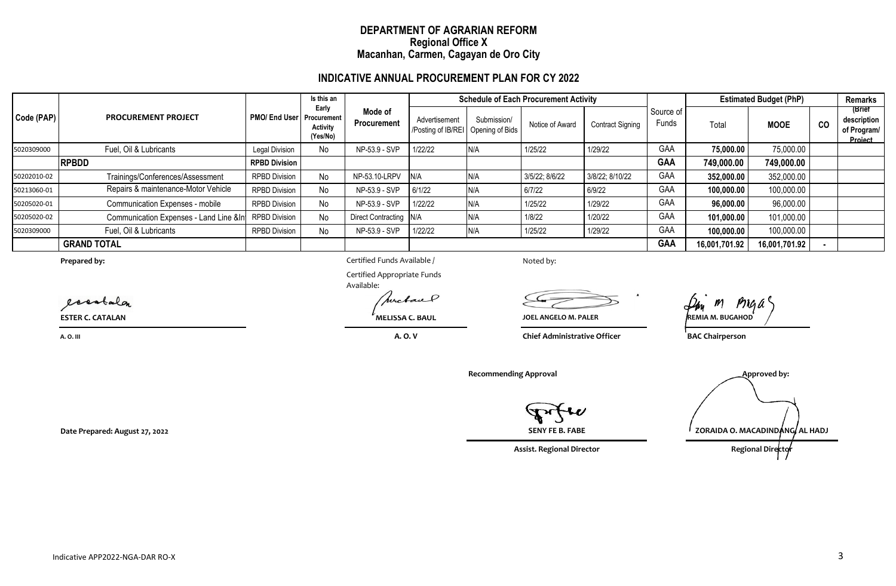# DEPARTMENT OF AGRARIAN REFORM
## Regional Office X
## Macanhan, Carmen, Cagayan de Oro City

## INDICATIVE ANNUAL PROCUREMENT PLAN FOR CY 2022

| Code (PAP) | PROCUREMENT PROJECT | PMO/ End User | Is this an Early Procurement Activity (Yes/No) | Mode of Procurement | Schedule of Each Procurement Activity | | | | Source of Funds | Estimated Budget (PhP) | | | Remarks |
|---|---|---|---|---|---|---|---|---|---|---|---|---|---|
| | | | | | Advertisement /Posting of IB/REI | Submission/ Opening of Bids | Notice of Award | Contract Signing | | Total | MOOE | CO | (Brief description of Program/ Project |
| 5020309000 | Fuel, Oil & Lubricants | Legal Division | No | NP-53.9 - SVP | 1/22/22 | N/A | 1/25/22 | 1/29/22 | GAA | **75,000.00** | 75,000.00 | | |
| | **RPBDD** | **RPBD Division** | | | | | | | **GAA** | **749,000.00** | **749,000.00** | | |
| 50202010-02 | Trainings/Conferences/Assessment | RPBD Division | No | NP-53.10-LRPV | N/A | N/A | 3/5/22; 8/6/22 | 3/8/22; 8/10/22 | GAA | **352,000.00** | 352,000.00 | | |
| 50213060-01 | Repairs & maintenance-Motor Vehicle | RPBD Division | No | NP-53.9 - SVP | 6/1/22 | N/A | 6/7/22 | 6/9/22 | GAA | **100,000.00** | 100,000.00 | | |
| 50205020-01 | Communication Expenses - mobile | RPBD Division | No | NP-53.9 - SVP | 1/22/22 | N/A | 1/25/22 | 1/29/22 | GAA | **96,000.00** | 96,000.00 | | |
| 50205020-02 | Communication Expenses - Land Line &In | RPBD Division | No | Direct Contracting | N/A | N/A | 1/8/22 | 1/20/22 | GAA | **101,000.00** | 101,000.00 | | |
| 5020309000 | Fuel, Oil & Lubricants | RPBD Division | No | NP-53.9 - SVP | 1/22/22 | N/A | 1/25/22 | 1/29/22 | GAA | **100,000.00** | 100,000.00 | | |
| | **GRAND TOTAL** | | | | | | | | **GAA** | **16,001,701.92** | **16,001,701.92** | **-** | |

**Prepared by:**

**ESTER C. CATALAN**
**A. O. III**

Certified Funds Available / Certified Appropriate Funds Available:

**MELISSA C. BAUL**
**A. O. V**

Noted by:

**JOEL ANGELO M. PALER**
**Chief Administrative Officer**

**REMIA M. BUGAHOD**
**BAC Chairperson**

**Recommending Approval**

**SENY FE B. FABE**
**Assist. Regional Director**

**Approved by:**

**ZORAIDA O. MACADINDANG, AL HADJ**
**Regional Director**

**Date Prepared: August 27, 2022**